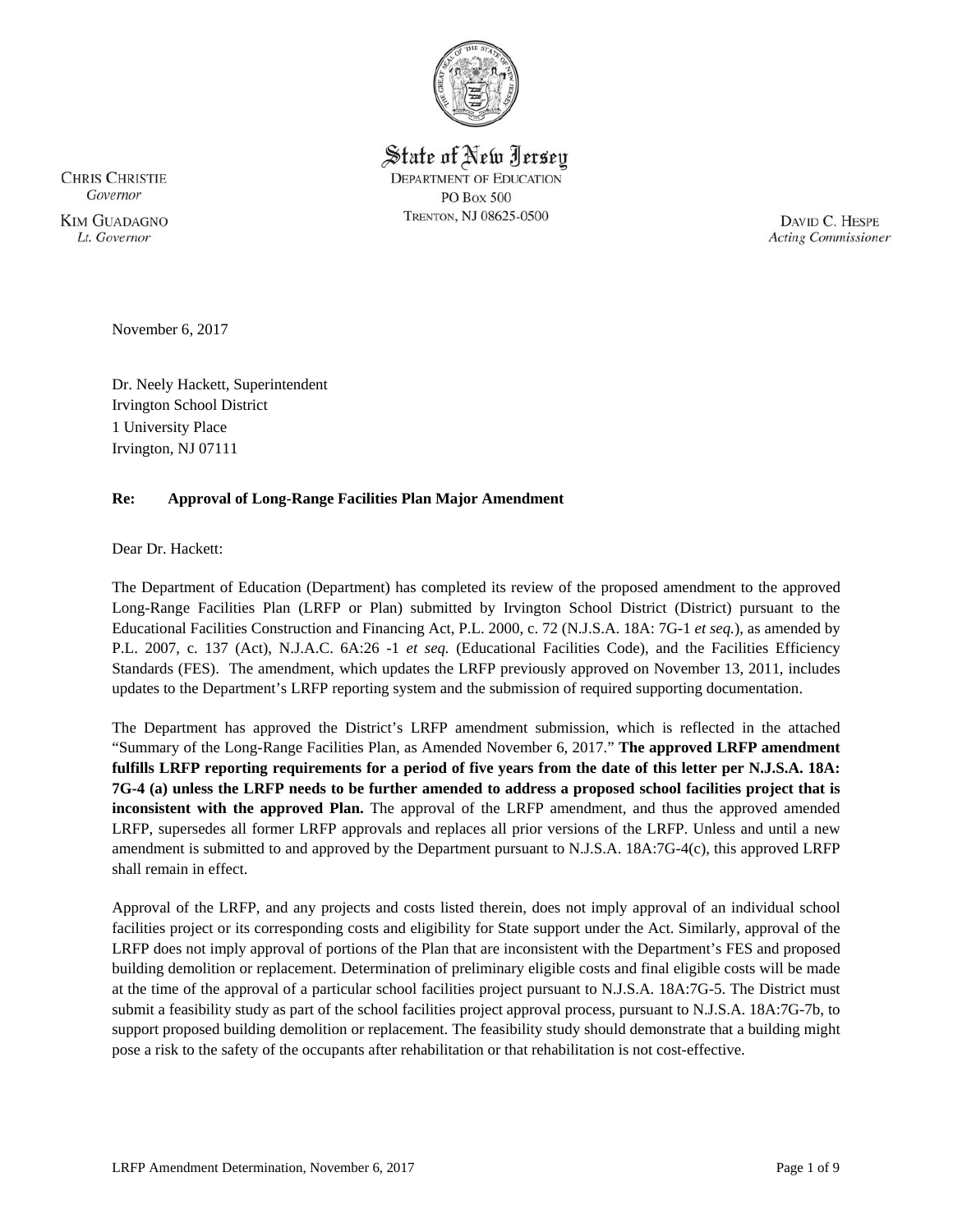State of New Jersey
DEPARTMENT OF EDUCATION
PO Box 500
TRENTON, NJ 08625-0500

CHRIS CHRISTIE
*Governor*

KIM GUADAGNO
*Lt. Governor*

DAVID C. HESPE
*Acting Commissioner*

November 6, 2017

Dr. Neely Hackett, Superintendent
Irvington School District
1 University Place
Irvington, NJ 07111

**Re: Approval of Long-Range Facilities Plan Major Amendment**

Dear Dr. Hackett:

The Department of Education (Department) has completed its review of the proposed amendment to the approved Long-Range Facilities Plan (LRFP or Plan) submitted by Irvington School District (District) pursuant to the Educational Facilities Construction and Financing Act, P.L. 2000, c. 72 (N.J.S.A. 18A: 7G-1 *et seq.*), as amended by P.L. 2007, c. 137 (Act), N.J.A.C. 6A:26 -1 *et seq.* (Educational Facilities Code), and the Facilities Efficiency Standards (FES). The amendment, which updates the LRFP previously approved on November 13, 2011, includes updates to the Department's LRFP reporting system and the submission of required supporting documentation.

The Department has approved the District's LRFP amendment submission, which is reflected in the attached "Summary of the Long-Range Facilities Plan, as Amended November 6, 2017." **The approved LRFP amendment fulfills LRFP reporting requirements for a period of five years from the date of this letter per N.J.S.A. 18A: 7G-4 (a) unless the LRFP needs to be further amended to address a proposed school facilities project that is inconsistent with the approved Plan.** The approval of the LRFP amendment, and thus the approved amended LRFP, supersedes all former LRFP approvals and replaces all prior versions of the LRFP. Unless and until a new amendment is submitted to and approved by the Department pursuant to N.J.S.A. 18A:7G-4(c), this approved LRFP shall remain in effect.

Approval of the LRFP, and any projects and costs listed therein, does not imply approval of an individual school facilities project or its corresponding costs and eligibility for State support under the Act. Similarly, approval of the LRFP does not imply approval of portions of the Plan that are inconsistent with the Department's FES and proposed building demolition or replacement. Determination of preliminary eligible costs and final eligible costs will be made at the time of the approval of a particular school facilities project pursuant to N.J.S.A. 18A:7G-5. The District must submit a feasibility study as part of the school facilities project approval process, pursuant to N.J.S.A. 18A:7G-7b, to support proposed building demolition or replacement. The feasibility study should demonstrate that a building might pose a risk to the safety of the occupants after rehabilitation or that rehabilitation is not cost-effective.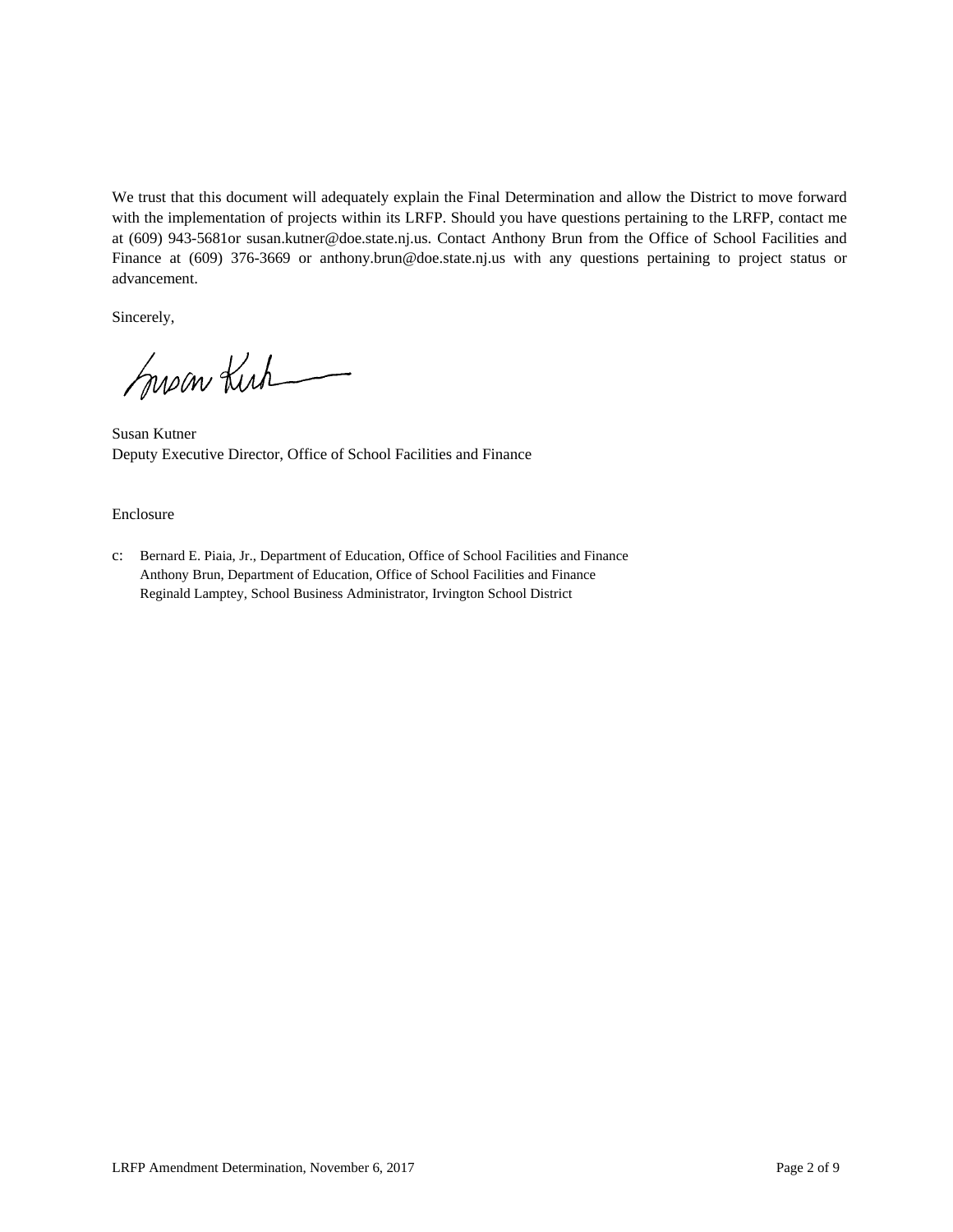We trust that this document will adequately explain the Final Determination and allow the District to move forward with the implementation of projects within its LRFP. Should you have questions pertaining to the LRFP, contact me at (609) 943-5681or susan.kutner@doe.state.nj.us. Contact Anthony Brun from the Office of School Facilities and Finance at (609) 376-3669 or anthony.brun@doe.state.nj.us with any questions pertaining to project status or advancement.

Sincerely,

Susan Kutner
Deputy Executive Director, Office of School Facilities and Finance

Enclosure

c: Bernard E. Piaia, Jr., Department of Education, Office of School Facilities and Finance
Anthony Brun, Department of Education, Office of School Facilities and Finance
Reginald Lamptey, School Business Administrator, Irvington School District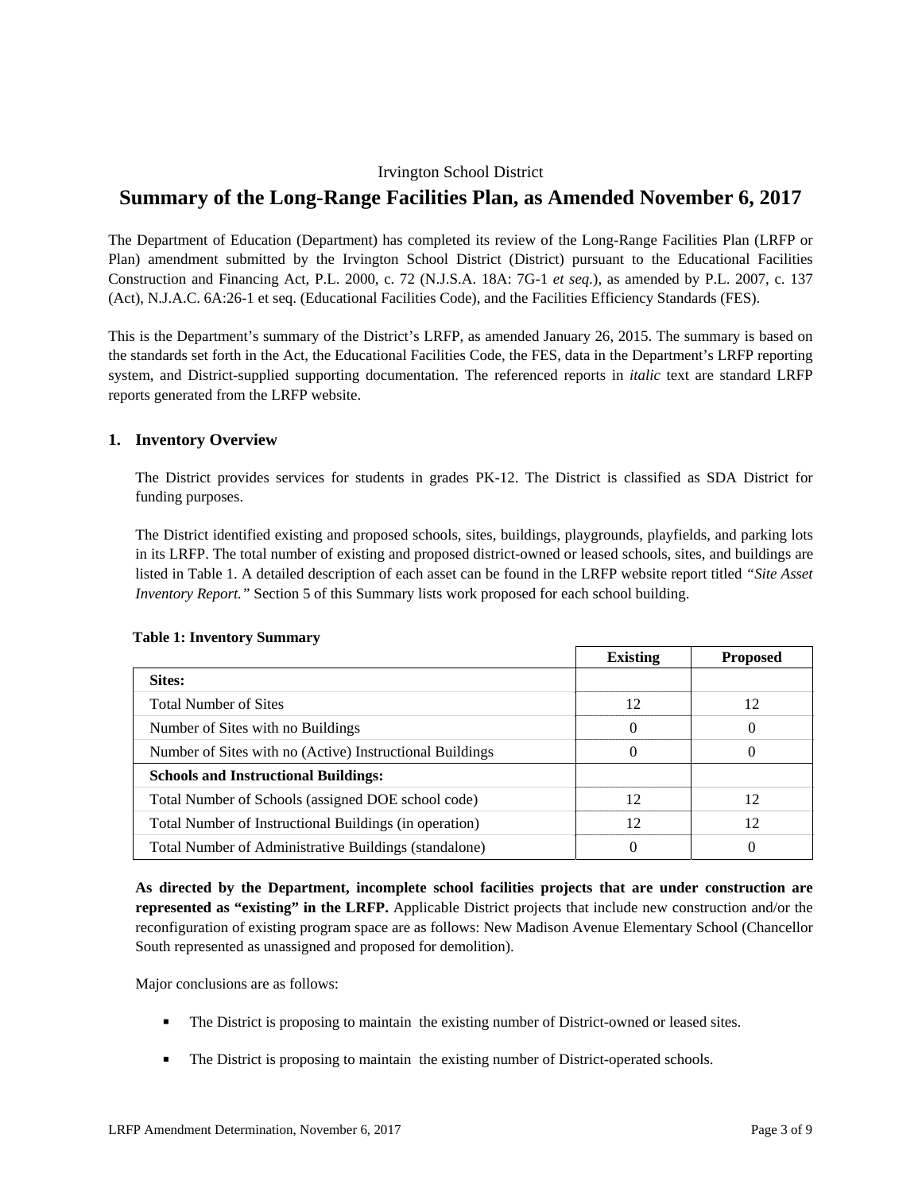Irvington School District

# Summary of the Long-Range Facilities Plan, as Amended November 6, 2017

The Department of Education (Department) has completed its review of the Long-Range Facilities Plan (LRFP or Plan) amendment submitted by the Irvington School District (District) pursuant to the Educational Facilities Construction and Financing Act, P.L. 2000, c. 72 (N.J.S.A. 18A: 7G-1 *et seq.*), as amended by P.L. 2007, c. 137 (Act), N.J.A.C. 6A:26-1 et seq. (Educational Facilities Code), and the Facilities Efficiency Standards (FES).

This is the Department's summary of the District's LRFP, as amended January 26, 2015. The summary is based on the standards set forth in the Act, the Educational Facilities Code, the FES, data in the Department's LRFP reporting system, and District-supplied supporting documentation. The referenced reports in *italic* text are standard LRFP reports generated from the LRFP website.

## 1. Inventory Overview

The District provides services for students in grades PK-12. The District is classified as SDA District for funding purposes.

The District identified existing and proposed schools, sites, buildings, playgrounds, playfields, and parking lots in its LRFP. The total number of existing and proposed district-owned or leased schools, sites, and buildings are listed in Table 1. A detailed description of each asset can be found in the LRFP website report titled *"Site Asset Inventory Report."* Section 5 of this Summary lists work proposed for each school building.

**Table 1: Inventory Summary**

| | Existing | Proposed |
|---|---|---|
| **Sites:** | | |
| Total Number of Sites | 12 | 12 |
| Number of Sites with no Buildings | 0 | 0 |
| Number of Sites with no (Active) Instructional Buildings | 0 | 0 |
| **Schools and Instructional Buildings:** | | |
| Total Number of Schools (assigned DOE school code) | 12 | 12 |
| Total Number of Instructional Buildings (in operation) | 12 | 12 |
| Total Number of Administrative Buildings (standalone) | 0 | 0 |

**As directed by the Department, incomplete school facilities projects that are under construction are represented as "existing" in the LRFP.** Applicable District projects that include new construction and/or the reconfiguration of existing program space are as follows: New Madison Avenue Elementary School (Chancellor South represented as unassigned and proposed for demolition).

Major conclusions are as follows:

- The District is proposing to maintain the existing number of District-owned or leased sites.
- The District is proposing to maintain the existing number of District-operated schools.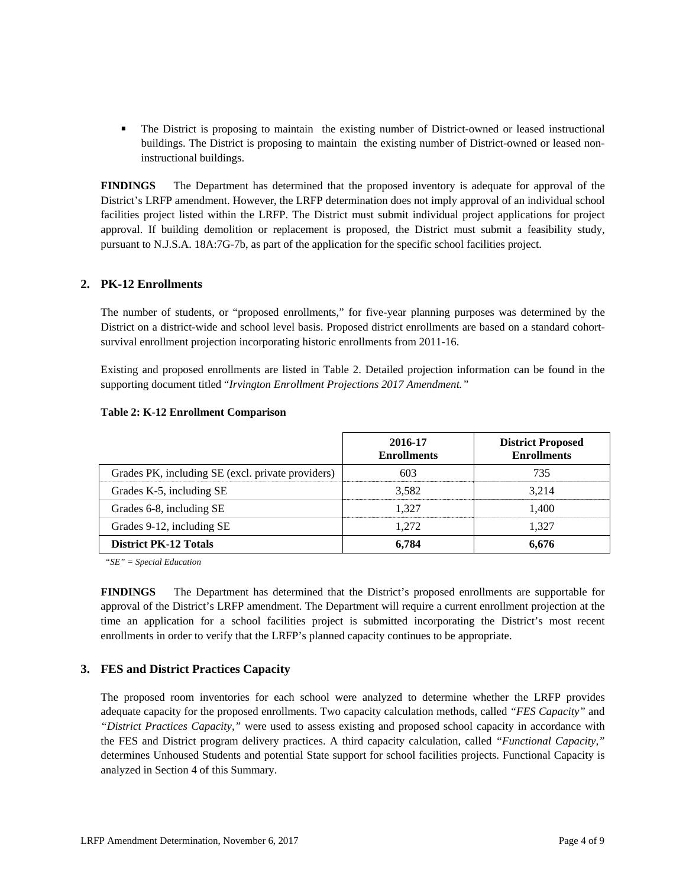- The District is proposing to maintain the existing number of District-owned or leased instructional buildings. The District is proposing to maintain the existing number of District-owned or leased non-instructional buildings.

**FINDINGS** The Department has determined that the proposed inventory is adequate for approval of the District's LRFP amendment. However, the LRFP determination does not imply approval of an individual school facilities project listed within the LRFP. The District must submit individual project applications for project approval. If building demolition or replacement is proposed, the District must submit a feasibility study, pursuant to N.J.S.A. 18A:7G-7b, as part of the application for the specific school facilities project.

## 2. PK-12 Enrollments

The number of students, or "proposed enrollments," for five-year planning purposes was determined by the District on a district-wide and school level basis. Proposed district enrollments are based on a standard cohort-survival enrollment projection incorporating historic enrollments from 2011-16.

Existing and proposed enrollments are listed in Table 2. Detailed projection information can be found in the supporting document titled "*Irvington Enrollment Projections 2017 Amendment.*"

**Table 2: K-12 Enrollment Comparison**

| | 2016-17 Enrollments | District Proposed Enrollments |
|---|---|---|
| Grades PK, including SE (excl. private providers) | 603 | 735 |
| Grades K-5, including SE | 3,582 | 3,214 |
| Grades 6-8, including SE | 1,327 | 1,400 |
| Grades 9-12, including SE | 1,272 | 1,327 |
| **District PK-12 Totals** | **6,784** | **6,676** |

*"SE" = Special Education*

**FINDINGS** The Department has determined that the District's proposed enrollments are supportable for approval of the District's LRFP amendment. The Department will require a current enrollment projection at the time an application for a school facilities project is submitted incorporating the District's most recent enrollments in order to verify that the LRFP's planned capacity continues to be appropriate.

## 3. FES and District Practices Capacity

The proposed room inventories for each school were analyzed to determine whether the LRFP provides adequate capacity for the proposed enrollments. Two capacity calculation methods, called *"FES Capacity"* and *"District Practices Capacity,"* were used to assess existing and proposed school capacity in accordance with the FES and District program delivery practices. A third capacity calculation, called *"Functional Capacity,"* determines Unhoused Students and potential State support for school facilities projects. Functional Capacity is analyzed in Section 4 of this Summary.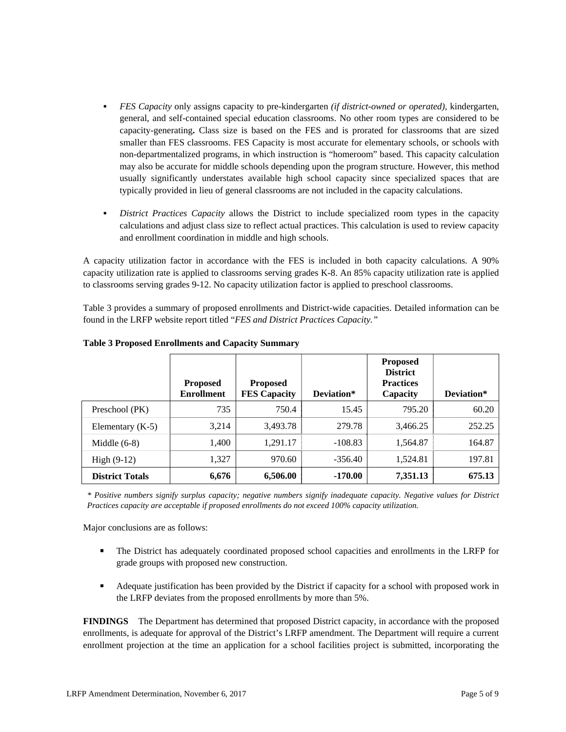- *FES Capacity* only assigns capacity to pre-kindergarten *(if district-owned or operated),* kindergarten, general, and self-contained special education classrooms. No other room types are considered to be capacity-generating**.** Class size is based on the FES and is prorated for classrooms that are sized smaller than FES classrooms. FES Capacity is most accurate for elementary schools, or schools with non-departmentalized programs, in which instruction is "homeroom" based. This capacity calculation may also be accurate for middle schools depending upon the program structure. However, this method usually significantly understates available high school capacity since specialized spaces that are typically provided in lieu of general classrooms are not included in the capacity calculations.

- *District Practices Capacity* allows the District to include specialized room types in the capacity calculations and adjust class size to reflect actual practices. This calculation is used to review capacity and enrollment coordination in middle and high schools.

A capacity utilization factor in accordance with the FES is included in both capacity calculations. A 90% capacity utilization rate is applied to classrooms serving grades K-8. An 85% capacity utilization rate is applied to classrooms serving grades 9-12. No capacity utilization factor is applied to preschool classrooms.

Table 3 provides a summary of proposed enrollments and District-wide capacities. Detailed information can be found in the LRFP website report titled "*FES and District Practices Capacity.*"

**Table 3 Proposed Enrollments and Capacity Summary**

| | Proposed Enrollment | Proposed FES Capacity | Deviation* | Proposed District Practices Capacity | Deviation* |
|---|---|---|---|---|---|
| Preschool (PK) | 735 | 750.4 | 15.45 | 795.20 | 60.20 |
| Elementary (K-5) | 3,214 | 3,493.78 | 279.78 | 3,466.25 | 252.25 |
| Middle (6-8) | 1,400 | 1,291.17 | -108.83 | 1,564.87 | 164.87 |
| High (9-12) | 1,327 | 970.60 | -356.40 | 1,524.81 | 197.81 |
| **District Totals** | **6,676** | **6,506.00** | **-170.00** | **7,351.13** | **675.13** |

*\* Positive numbers signify surplus capacity; negative numbers signify inadequate capacity. Negative values for District Practices capacity are acceptable if proposed enrollments do not exceed 100% capacity utilization.*

Major conclusions are as follows:

- The District has adequately coordinated proposed school capacities and enrollments in the LRFP for grade groups with proposed new construction.

- Adequate justification has been provided by the District if capacity for a school with proposed work in the LRFP deviates from the proposed enrollments by more than 5%.

**FINDINGS** The Department has determined that proposed District capacity, in accordance with the proposed enrollments, is adequate for approval of the District's LRFP amendment. The Department will require a current enrollment projection at the time an application for a school facilities project is submitted, incorporating the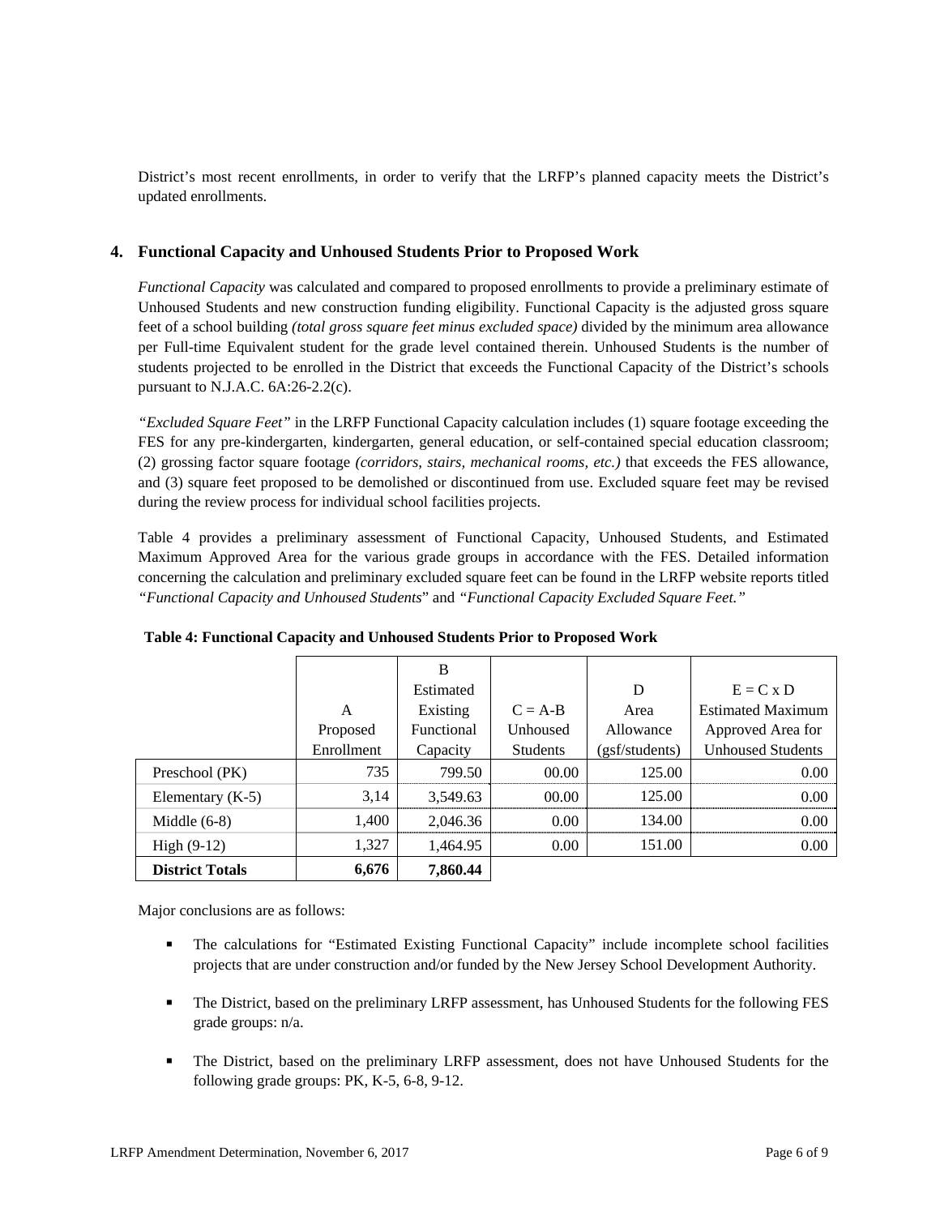District's most recent enrollments, in order to verify that the LRFP's planned capacity meets the District's updated enrollments.

### 4. Functional Capacity and Unhoused Students Prior to Proposed Work

*Functional Capacity* was calculated and compared to proposed enrollments to provide a preliminary estimate of Unhoused Students and new construction funding eligibility. Functional Capacity is the adjusted gross square feet of a school building *(total gross square feet minus excluded space)* divided by the minimum area allowance per Full-time Equivalent student for the grade level contained therein. Unhoused Students is the number of students projected to be enrolled in the District that exceeds the Functional Capacity of the District's schools pursuant to N.J.A.C. 6A:26-2.2(c).

*"Excluded Square Feet"* in the LRFP Functional Capacity calculation includes (1) square footage exceeding the FES for any pre-kindergarten, kindergarten, general education, or self-contained special education classroom; (2) grossing factor square footage *(corridors, stairs, mechanical rooms, etc.)* that exceeds the FES allowance, and (3) square feet proposed to be demolished or discontinued from use. Excluded square feet may be revised during the review process for individual school facilities projects.

Table 4 provides a preliminary assessment of Functional Capacity, Unhoused Students, and Estimated Maximum Approved Area for the various grade groups in accordance with the FES. Detailed information concerning the calculation and preliminary excluded square feet can be found in the LRFP website reports titled *"Functional Capacity and Unhoused Students"* and *"Functional Capacity Excluded Square Feet."*

**Table 4: Functional Capacity and Unhoused Students Prior to Proposed Work**

| | A Proposed Enrollment | B Estimated Existing Functional Capacity | C = A-B Unhoused Students | D Area Allowance (gsf/students) | E = C x D Estimated Maximum Approved Area for Unhoused Students |
|---|---|---|---|---|---|
| Preschool (PK) | 735 | 799.50 | 00.00 | 125.00 | 0.00 |
| Elementary (K-5) | 3,14 | 3,549.63 | 00.00 | 125.00 | 0.00 |
| Middle (6-8) | 1,400 | 2,046.36 | 0.00 | 134.00 | 0.00 |
| High (9-12) | 1,327 | 1,464.95 | 0.00 | 151.00 | 0.00 |
| **District Totals** | **6,676** | **7,860.44** | | | |

Major conclusions are as follows:

- The calculations for "Estimated Existing Functional Capacity" include incomplete school facilities projects that are under construction and/or funded by the New Jersey School Development Authority.
- The District, based on the preliminary LRFP assessment, has Unhoused Students for the following FES grade groups: n/a.
- The District, based on the preliminary LRFP assessment, does not have Unhoused Students for the following grade groups: PK, K-5, 6-8, 9-12.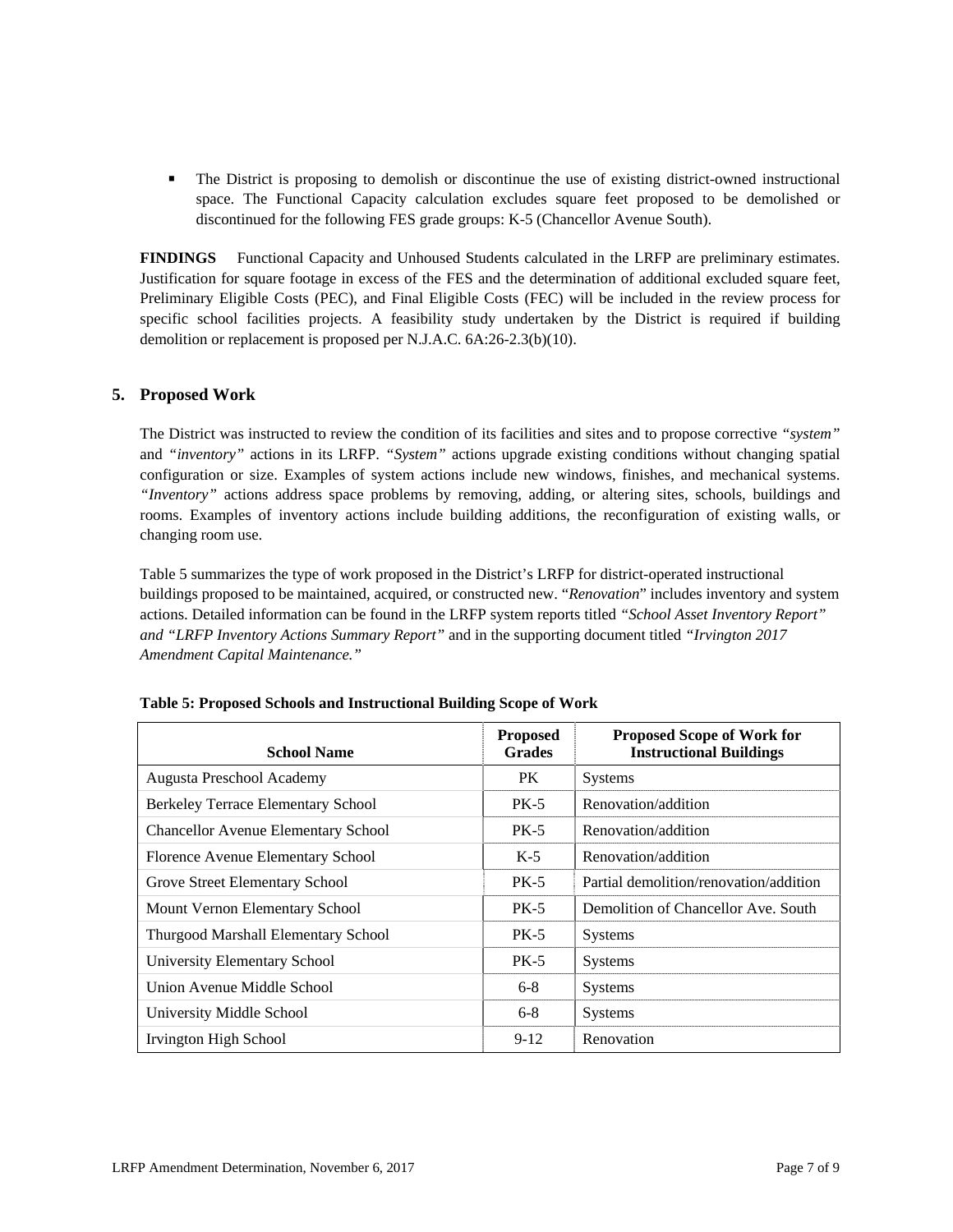- The District is proposing to demolish or discontinue the use of existing district-owned instructional space. The Functional Capacity calculation excludes square feet proposed to be demolished or discontinued for the following FES grade groups: K-5 (Chancellor Avenue South).

**FINDINGS** Functional Capacity and Unhoused Students calculated in the LRFP are preliminary estimates. Justification for square footage in excess of the FES and the determination of additional excluded square feet, Preliminary Eligible Costs (PEC), and Final Eligible Costs (FEC) will be included in the review process for specific school facilities projects. A feasibility study undertaken by the District is required if building demolition or replacement is proposed per N.J.A.C. 6A:26-2.3(b)(10).

## 5. Proposed Work

The District was instructed to review the condition of its facilities and sites and to propose corrective *"system"* and *"inventory"* actions in its LRFP. *"System"* actions upgrade existing conditions without changing spatial configuration or size. Examples of system actions include new windows, finishes, and mechanical systems. *"Inventory"* actions address space problems by removing, adding, or altering sites, schools, buildings and rooms. Examples of inventory actions include building additions, the reconfiguration of existing walls, or changing room use.

Table 5 summarizes the type of work proposed in the District's LRFP for district-operated instructional buildings proposed to be maintained, acquired, or constructed new. "*Renovation*" includes inventory and system actions. Detailed information can be found in the LRFP system reports titled *"School Asset Inventory Report" and "LRFP Inventory Actions Summary Report"* and in the supporting document titled *"Irvington 2017 Amendment Capital Maintenance."*

**Table 5: Proposed Schools and Instructional Building Scope of Work**

| School Name | Proposed Grades | Proposed Scope of Work for Instructional Buildings |
|---|---|---|
| Augusta Preschool Academy | PK | Systems |
| Berkeley Terrace Elementary School | PK-5 | Renovation/addition |
| Chancellor Avenue Elementary School | PK-5 | Renovation/addition |
| Florence Avenue Elementary School | K-5 | Renovation/addition |
| Grove Street Elementary School | PK-5 | Partial demolition/renovation/addition |
| Mount Vernon Elementary School | PK-5 | Demolition of Chancellor Ave. South |
| Thurgood Marshall Elementary School | PK-5 | Systems |
| University Elementary School | PK-5 | Systems |
| Union Avenue Middle School | 6-8 | Systems |
| University Middle School | 6-8 | Systems |
| Irvington High School | 9-12 | Renovation |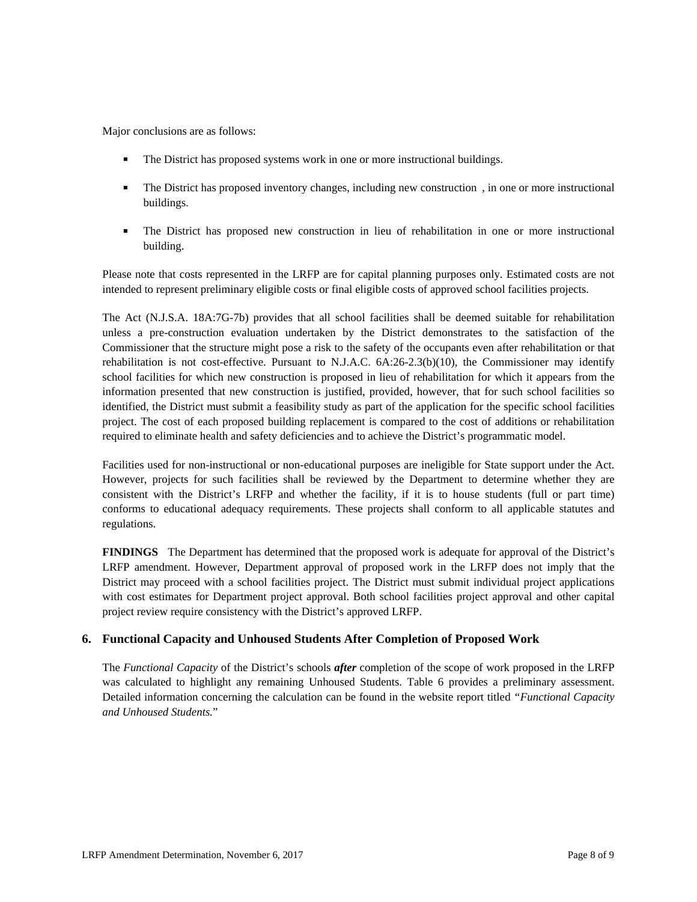Major conclusions are as follows:

- The District has proposed systems work in one or more instructional buildings.
- The District has proposed inventory changes, including new construction , in one or more instructional buildings.
- The District has proposed new construction in lieu of rehabilitation in one or more instructional building.

Please note that costs represented in the LRFP are for capital planning purposes only. Estimated costs are not intended to represent preliminary eligible costs or final eligible costs of approved school facilities projects.

The Act (N.J.S.A. 18A:7G-7b) provides that all school facilities shall be deemed suitable for rehabilitation unless a pre-construction evaluation undertaken by the District demonstrates to the satisfaction of the Commissioner that the structure might pose a risk to the safety of the occupants even after rehabilitation or that rehabilitation is not cost-effective. Pursuant to N.J.A.C. 6A:26-2.3(b)(10), the Commissioner may identify school facilities for which new construction is proposed in lieu of rehabilitation for which it appears from the information presented that new construction is justified, provided, however, that for such school facilities so identified, the District must submit a feasibility study as part of the application for the specific school facilities project. The cost of each proposed building replacement is compared to the cost of additions or rehabilitation required to eliminate health and safety deficiencies and to achieve the District's programmatic model.

Facilities used for non-instructional or non-educational purposes are ineligible for State support under the Act. However, projects for such facilities shall be reviewed by the Department to determine whether they are consistent with the District's LRFP and whether the facility, if it is to house students (full or part time) conforms to educational adequacy requirements. These projects shall conform to all applicable statutes and regulations.

**FINDINGS** The Department has determined that the proposed work is adequate for approval of the District's LRFP amendment. However, Department approval of proposed work in the LRFP does not imply that the District may proceed with a school facilities project. The District must submit individual project applications with cost estimates for Department project approval. Both school facilities project approval and other capital project review require consistency with the District's approved LRFP.

## 6. Functional Capacity and Unhoused Students After Completion of Proposed Work

The *Functional Capacity* of the District's schools ***after*** completion of the scope of work proposed in the LRFP was calculated to highlight any remaining Unhoused Students. Table 6 provides a preliminary assessment. Detailed information concerning the calculation can be found in the website report titled "*Functional Capacity and Unhoused Students.*"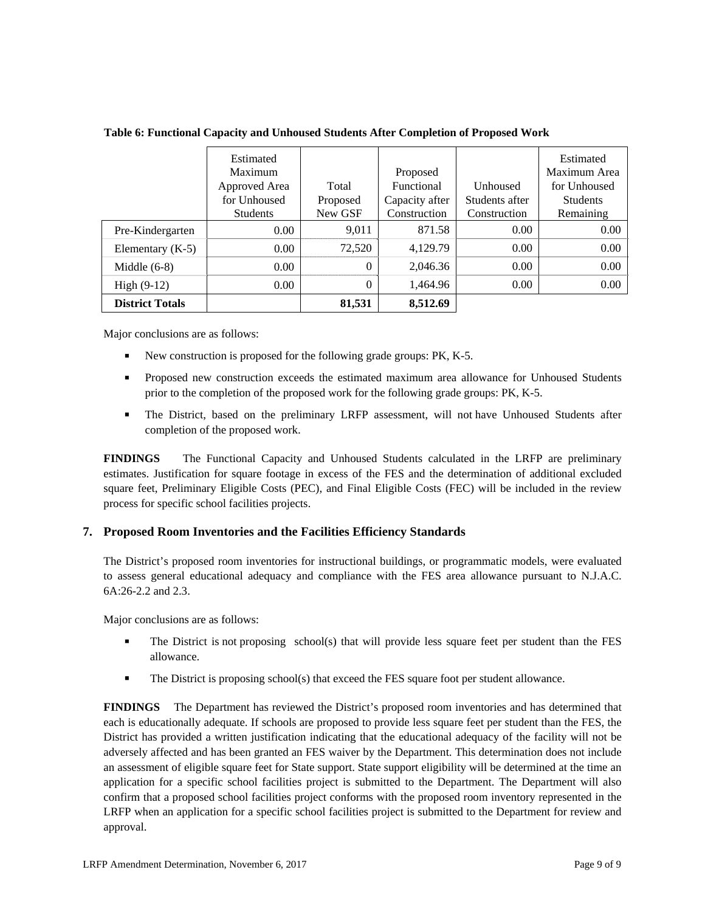**Table 6: Functional Capacity and Unhoused Students After Completion of Proposed Work**

| | Estimated Maximum Approved Area for Unhoused Students | Total Proposed New GSF | Proposed Functional Capacity after Construction | Unhoused Students after Construction | Estimated Maximum Area for Unhoused Students Remaining |
|---|---|---|---|---|---|
| Pre-Kindergarten | 0.00 | 9,011 | 871.58 | 0.00 | 0.00 |
| Elementary (K-5) | 0.00 | 72,520 | 4,129.79 | 0.00 | 0.00 |
| Middle (6-8) | 0.00 | 0 | 2,046.36 | 0.00 | 0.00 |
| High (9-12) | 0.00 | 0 | 1,464.96 | 0.00 | 0.00 |
| **District Totals** | | **81,531** | **8,512.69** | | |

Major conclusions are as follows:

- New construction is proposed for the following grade groups: PK, K-5.
- Proposed new construction exceeds the estimated maximum area allowance for Unhoused Students prior to the completion of the proposed work for the following grade groups: PK, K-5.
- The District, based on the preliminary LRFP assessment, will not have Unhoused Students after completion of the proposed work.

**FINDINGS** The Functional Capacity and Unhoused Students calculated in the LRFP are preliminary estimates. Justification for square footage in excess of the FES and the determination of additional excluded square feet, Preliminary Eligible Costs (PEC), and Final Eligible Costs (FEC) will be included in the review process for specific school facilities projects.

## 7. Proposed Room Inventories and the Facilities Efficiency Standards

The District's proposed room inventories for instructional buildings, or programmatic models, were evaluated to assess general educational adequacy and compliance with the FES area allowance pursuant to N.J.A.C. 6A:26-2.2 and 2.3.

Major conclusions are as follows:

- The District is not proposing school(s) that will provide less square feet per student than the FES allowance.
- The District is proposing school(s) that exceed the FES square foot per student allowance.

**FINDINGS** The Department has reviewed the District's proposed room inventories and has determined that each is educationally adequate. If schools are proposed to provide less square feet per student than the FES, the District has provided a written justification indicating that the educational adequacy of the facility will not be adversely affected and has been granted an FES waiver by the Department. This determination does not include an assessment of eligible square feet for State support. State support eligibility will be determined at the time an application for a specific school facilities project is submitted to the Department. The Department will also confirm that a proposed school facilities project conforms with the proposed room inventory represented in the LRFP when an application for a specific school facilities project is submitted to the Department for review and approval.